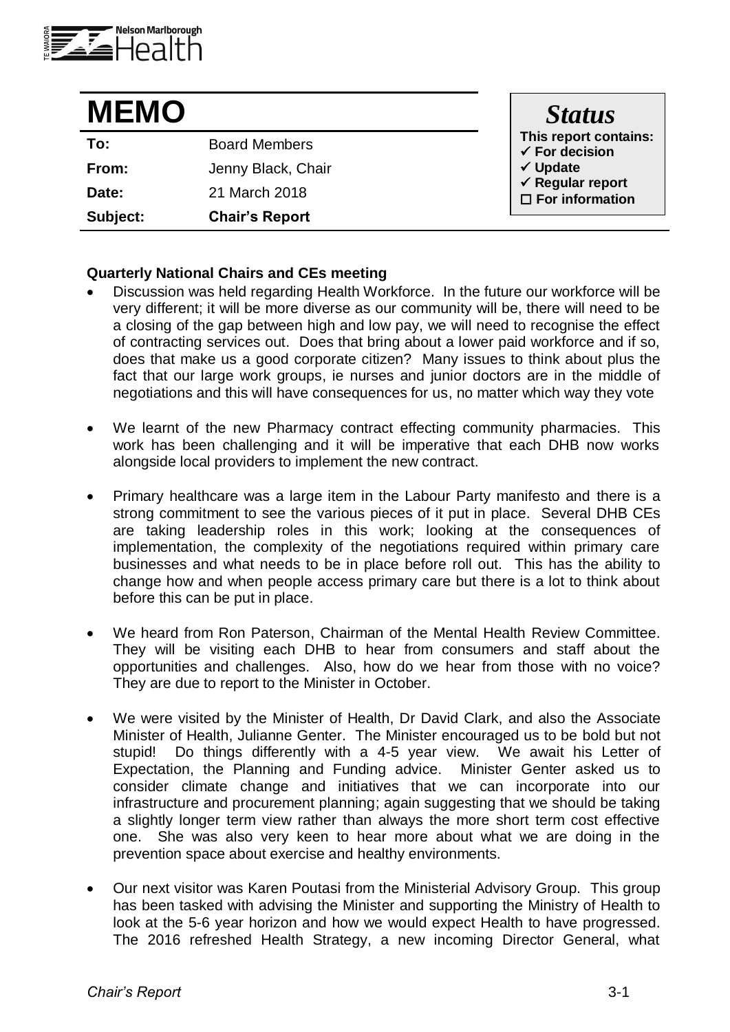# MEMO

| | |
|---|---|
| **To:** | Board Members |
| **From:** | Jenny Black, Chair |
| **Date:** | 21 March 2018 |
| **Subject:** | **Chair's Report** |

***Status***

**This report contains:**
- ✓ **For decision**
- ✓ **Update**
- ✓ **Regular report**
- ☐ **For information**

**Quarterly National Chairs and CEs meeting**

- Discussion was held regarding Health Workforce. In the future our workforce will be very different; it will be more diverse as our community will be, there will need to be a closing of the gap between high and low pay, we will need to recognise the effect of contracting services out. Does that bring about a lower paid workforce and if so, does that make us a good corporate citizen? Many issues to think about plus the fact that our large work groups, ie nurses and junior doctors are in the middle of negotiations and this will have consequences for us, no matter which way they vote

- We learnt of the new Pharmacy contract effecting community pharmacies. This work has been challenging and it will be imperative that each DHB now works alongside local providers to implement the new contract.

- Primary healthcare was a large item in the Labour Party manifesto and there is a strong commitment to see the various pieces of it put in place. Several DHB CEs are taking leadership roles in this work; looking at the consequences of implementation, the complexity of the negotiations required within primary care businesses and what needs to be in place before roll out. This has the ability to change how and when people access primary care but there is a lot to think about before this can be put in place.

- We heard from Ron Paterson, Chairman of the Mental Health Review Committee. They will be visiting each DHB to hear from consumers and staff about the opportunities and challenges. Also, how do we hear from those with no voice? They are due to report to the Minister in October.

- We were visited by the Minister of Health, Dr David Clark, and also the Associate Minister of Health, Julianne Genter. The Minister encouraged us to be bold but not stupid! Do things differently with a 4-5 year view. We await his Letter of Expectation, the Planning and Funding advice. Minister Genter asked us to consider climate change and initiatives that we can incorporate into our infrastructure and procurement planning; again suggesting that we should be taking a slightly longer term view rather than always the more short term cost effective one. She was also very keen to hear more about what we are doing in the prevention space about exercise and healthy environments.

- Our next visitor was Karen Poutasi from the Ministerial Advisory Group. This group has been tasked with advising the Minister and supporting the Ministry of Health to look at the 5-6 year horizon and how we would expect Health to have progressed. The 2016 refreshed Health Strategy, a new incoming Director General, what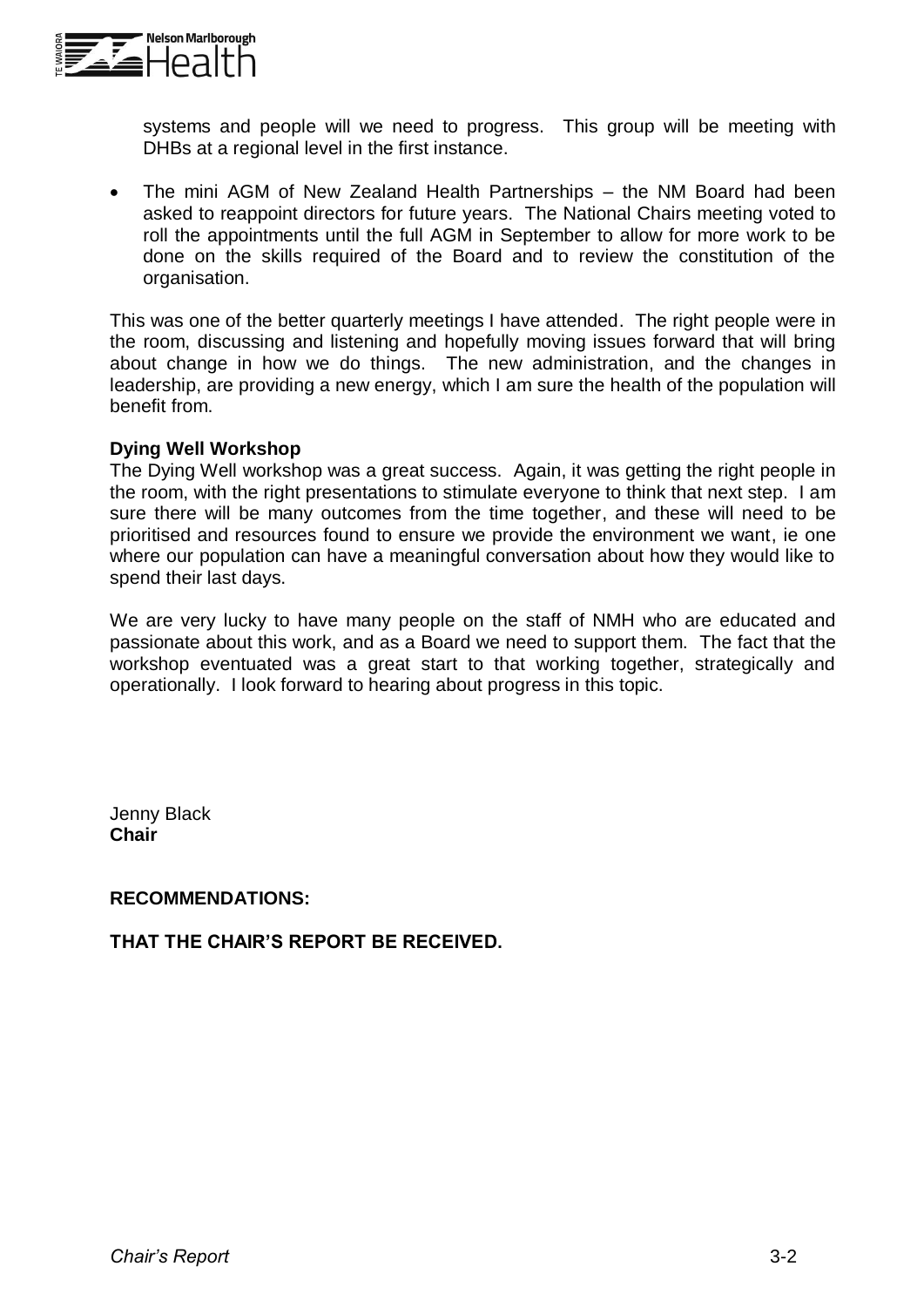systems and people will we need to progress. This group will be meeting with DHBs at a regional level in the first instance.

- The mini AGM of New Zealand Health Partnerships – the NM Board had been asked to reappoint directors for future years. The National Chairs meeting voted to roll the appointments until the full AGM in September to allow for more work to be done on the skills required of the Board and to review the constitution of the organisation.

This was one of the better quarterly meetings I have attended. The right people were in the room, discussing and listening and hopefully moving issues forward that will bring about change in how we do things. The new administration, and the changes in leadership, are providing a new energy, which I am sure the health of the population will benefit from.

**Dying Well Workshop**

The Dying Well workshop was a great success. Again, it was getting the right people in the room, with the right presentations to stimulate everyone to think that next step. I am sure there will be many outcomes from the time together, and these will need to be prioritised and resources found to ensure we provide the environment we want, ie one where our population can have a meaningful conversation about how they would like to spend their last days.

We are very lucky to have many people on the staff of NMH who are educated and passionate about this work, and as a Board we need to support them. The fact that the workshop eventuated was a great start to that working together, strategically and operationally. I look forward to hearing about progress in this topic.

Jenny Black
**Chair**

**RECOMMENDATIONS:**

**THAT THE CHAIR'S REPORT BE RECEIVED.**